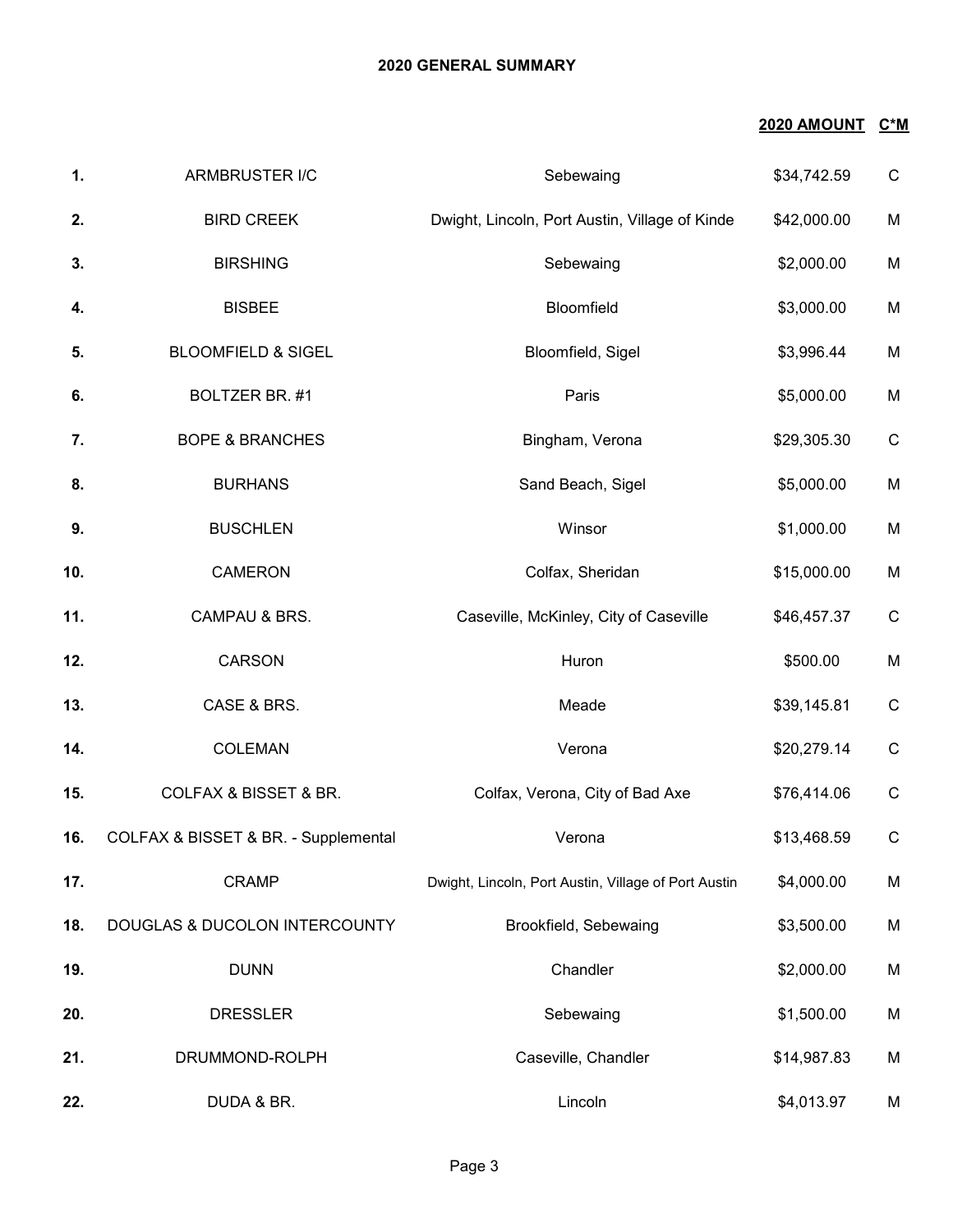## 2020 GENERAL SUMMARY

| | | | 2020 AMOUNT | C*M |
|---|---|---|---|---|
| 1. | ARMBRUSTER I/C | Sebewaing | $34,742.59 | C |
| 2. | BIRD CREEK | Dwight, Lincoln, Port Austin, Village of Kinde | $42,000.00 | M |
| 3. | BIRSHING | Sebewaing | $2,000.00 | M |
| 4. | BISBEE | Bloomfield | $3,000.00 | M |
| 5. | BLOOMFIELD & SIGEL | Bloomfield, Sigel | $3,996.44 | M |
| 6. | BOLTZER BR. #1 | Paris | $5,000.00 | M |
| 7. | BOPE & BRANCHES | Bingham, Verona | $29,305.30 | C |
| 8. | BURHANS | Sand Beach, Sigel | $5,000.00 | M |
| 9. | BUSCHLEN | Winsor | $1,000.00 | M |
| 10. | CAMERON | Colfax, Sheridan | $15,000.00 | M |
| 11. | CAMPAU & BRS. | Caseville, McKinley, City of Caseville | $46,457.37 | C |
| 12. | CARSON | Huron | $500.00 | M |
| 13. | CASE & BRS. | Meade | $39,145.81 | C |
| 14. | COLEMAN | Verona | $20,279.14 | C |
| 15. | COLFAX & BISSET & BR. | Colfax, Verona, City of Bad Axe | $76,414.06 | C |
| 16. | COLFAX & BISSET & BR. - Supplemental | Verona | $13,468.59 | C |
| 17. | CRAMP | Dwight, Lincoln, Port Austin, Village of Port Austin | $4,000.00 | M |
| 18. | DOUGLAS & DUCOLON INTERCOUNTY | Brookfield, Sebewaing | $3,500.00 | M |
| 19. | DUNN | Chandler | $2,000.00 | M |
| 20. | DRESSLER | Sebewaing | $1,500.00 | M |
| 21. | DRUMMOND-ROLPH | Caseville, Chandler | $14,987.83 | M |
| 22. | DUDA & BR. | Lincoln | $4,013.97 | M |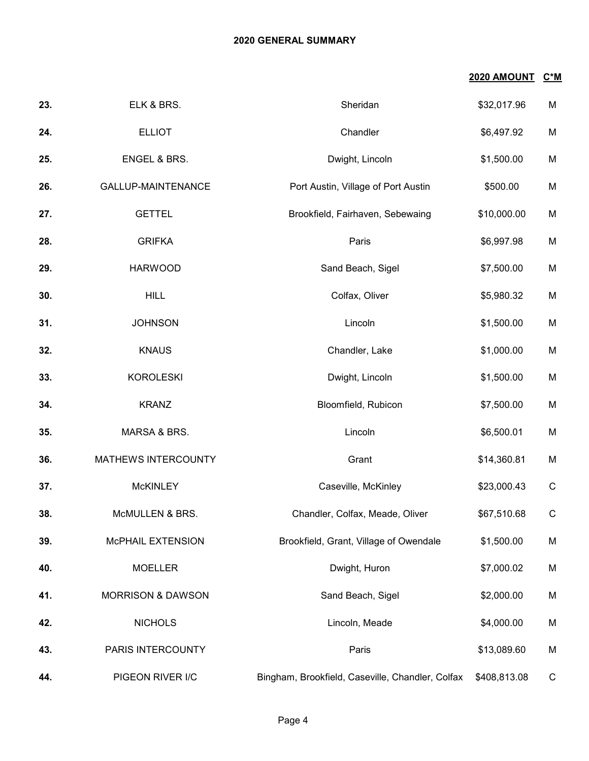## 2020 GENERAL SUMMARY

| | | | 2020 AMOUNT | C*M |
|---|---|---|---|---|
| 23. | ELK & BRS. | Sheridan | $32,017.96 | M |
| 24. | ELLIOT | Chandler | $6,497.92 | M |
| 25. | ENGEL & BRS. | Dwight, Lincoln | $1,500.00 | M |
| 26. | GALLUP-MAINTENANCE | Port Austin, Village of Port Austin | $500.00 | M |
| 27. | GETTEL | Brookfield, Fairhaven, Sebewaing | $10,000.00 | M |
| 28. | GRIFKA | Paris | $6,997.98 | M |
| 29. | HARWOOD | Sand Beach, Sigel | $7,500.00 | M |
| 30. | HILL | Colfax, Oliver | $5,980.32 | M |
| 31. | JOHNSON | Lincoln | $1,500.00 | M |
| 32. | KNAUS | Chandler, Lake | $1,000.00 | M |
| 33. | KOROLESKI | Dwight, Lincoln | $1,500.00 | M |
| 34. | KRANZ | Bloomfield, Rubicon | $7,500.00 | M |
| 35. | MARSA & BRS. | Lincoln | $6,500.01 | M |
| 36. | MATHEWS INTERCOUNTY | Grant | $14,360.81 | M |
| 37. | McKINLEY | Caseville, McKinley | $23,000.43 | C |
| 38. | McMULLEN & BRS. | Chandler, Colfax, Meade, Oliver | $67,510.68 | C |
| 39. | McPHAIL EXTENSION | Brookfield, Grant, Village of Owendale | $1,500.00 | M |
| 40. | MOELLER | Dwight, Huron | $7,000.02 | M |
| 41. | MORRISON & DAWSON | Sand Beach, Sigel | $2,000.00 | M |
| 42. | NICHOLS | Lincoln, Meade | $4,000.00 | M |
| 43. | PARIS INTERCOUNTY | Paris | $13,089.60 | M |
| 44. | PIGEON RIVER I/C | Bingham, Brookfield, Caseville, Chandler, Colfax | $408,813.08 | C |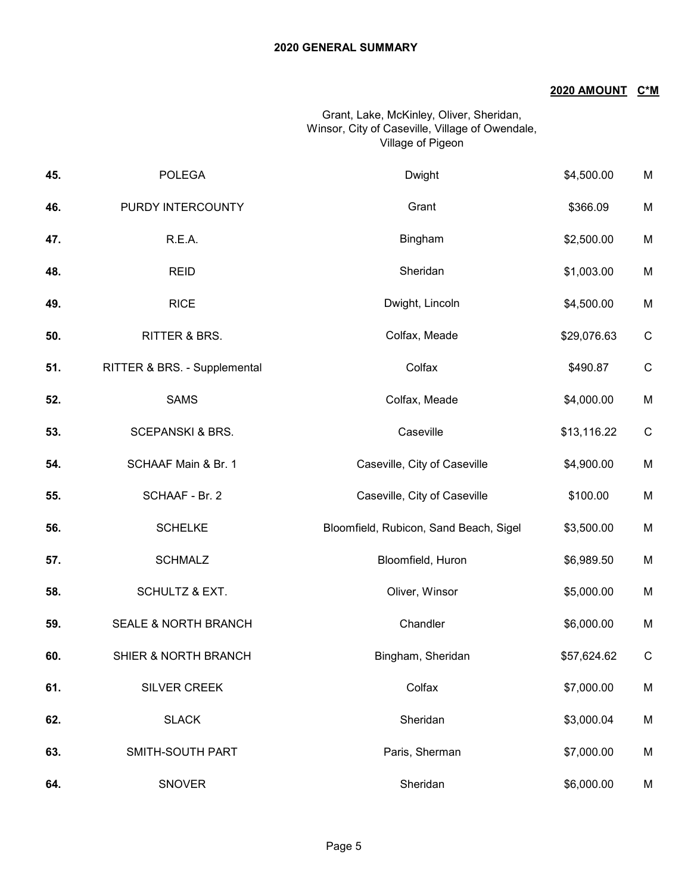## 2020 GENERAL SUMMARY

| | | | 2020 AMOUNT | C*M |
|---|---|---|---|---|
| | | Grant, Lake, McKinley, Oliver, Sheridan, Winsor, City of Caseville, Village of Owendale, Village of Pigeon | | |
| **45.** | POLEGA | Dwight | $4,500.00 | M |
| **46.** | PURDY INTERCOUNTY | Grant | $366.09 | M |
| **47.** | R.E.A. | Bingham | $2,500.00 | M |
| **48.** | REID | Sheridan | $1,003.00 | M |
| **49.** | RICE | Dwight, Lincoln | $4,500.00 | M |
| **50.** | RITTER & BRS. | Colfax, Meade | $29,076.63 | C |
| **51.** | RITTER & BRS. - Supplemental | Colfax | $490.87 | C |
| **52.** | SAMS | Colfax, Meade | $4,000.00 | M |
| **53.** | SCEPANSKI & BRS. | Caseville | $13,116.22 | C |
| **54.** | SCHAAF Main & Br. 1 | Caseville, City of Caseville | $4,900.00 | M |
| **55.** | SCHAAF - Br. 2 | Caseville, City of Caseville | $100.00 | M |
| **56.** | SCHELKE | Bloomfield, Rubicon, Sand Beach, Sigel | $3,500.00 | M |
| **57.** | SCHMALZ | Bloomfield, Huron | $6,989.50 | M |
| **58.** | SCHULTZ & EXT. | Oliver, Winsor | $5,000.00 | M |
| **59.** | SEALE & NORTH BRANCH | Chandler | $6,000.00 | M |
| **60.** | SHIER & NORTH BRANCH | Bingham, Sheridan | $57,624.62 | C |
| **61.** | SILVER CREEK | Colfax | $7,000.00 | M |
| **62.** | SLACK | Sheridan | $3,000.04 | M |
| **63.** | SMITH-SOUTH PART | Paris, Sherman | $7,000.00 | M |
| **64.** | SNOVER | Sheridan | $6,000.00 | M |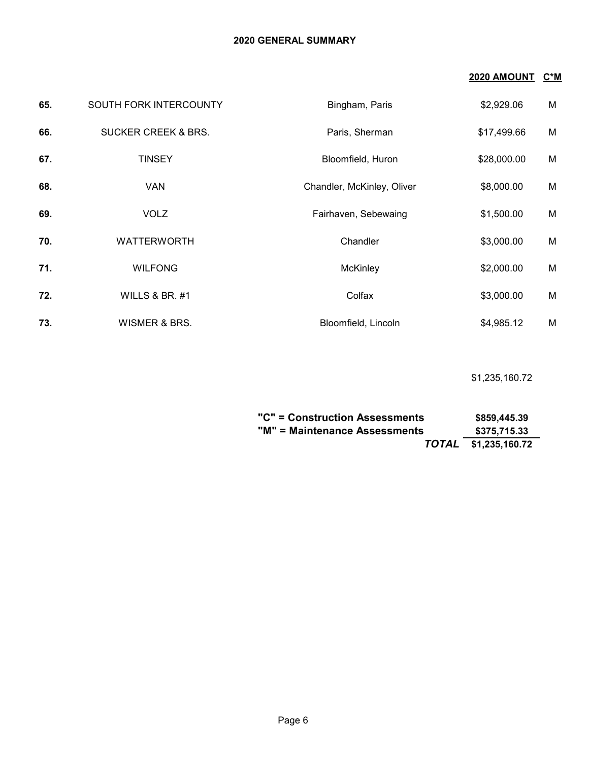## 2020 GENERAL SUMMARY

| | | | 2020 AMOUNT | C*M |
|---|---|---|---|---|
| 65. | SOUTH FORK INTERCOUNTY | Bingham, Paris | $2,929.06 | M |
| 66. | SUCKER CREEK & BRS. | Paris, Sherman | $17,499.66 | M |
| 67. | TINSEY | Bloomfield, Huron | $28,000.00 | M |
| 68. | VAN | Chandler, McKinley, Oliver | $8,000.00 | M |
| 69. | VOLZ | Fairhaven, Sebewaing | $1,500.00 | M |
| 70. | WATTERWORTH | Chandler | $3,000.00 | M |
| 71. | WILFONG | McKinley | $2,000.00 | M |
| 72. | WILLS & BR. #1 | Colfax | $3,000.00 | M |
| 73. | WISMER & BRS. | Bloomfield, Lincoln | $4,985.12 | M |
| | | | $1,235,160.72 | |

| | |
|---|---|
| **"C" = Construction Assessments** | **$859,445.39** |
| **"M" = Maintenance Assessments** | **$375,715.33** |
| ***TOTAL*** | **$1,235,160.72** |